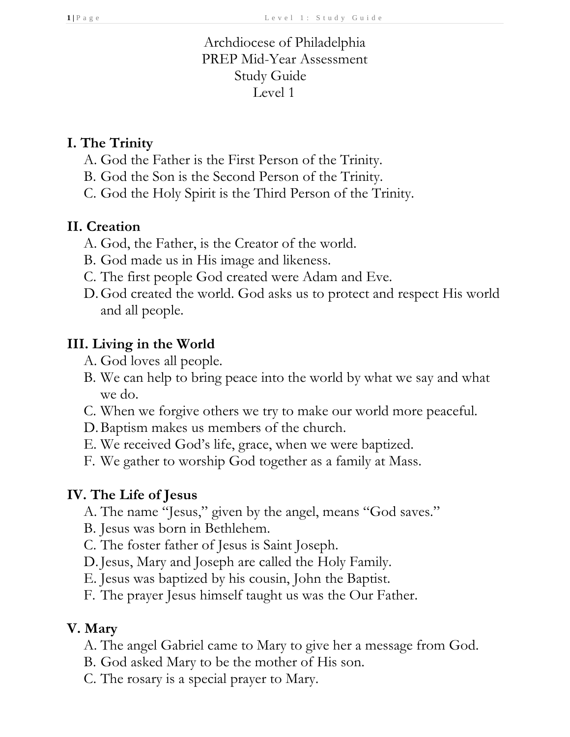# Archdiocese of Philadelphia
# PREP Mid-Year Assessment
# Study Guide
# Level 1

## I. The Trinity

A. God the Father is the First Person of the Trinity.
B. God the Son is the Second Person of the Trinity.
C. God the Holy Spirit is the Third Person of the Trinity.

## II. Creation

A. God, the Father, is the Creator of the world.
B. God made us in His image and likeness.
C. The first people God created were Adam and Eve.
D. God created the world. God asks us to protect and respect His world and all people.

## III. Living in the World

A. God loves all people.
B. We can help to bring peace into the world by what we say and what we do.
C. When we forgive others we try to make our world more peaceful.
D. Baptism makes us members of the church.
E. We received God's life, grace, when we were baptized.
F. We gather to worship God together as a family at Mass.

## IV. The Life of Jesus

A. The name "Jesus," given by the angel, means "God saves."
B. Jesus was born in Bethlehem.
C. The foster father of Jesus is Saint Joseph.
D. Jesus, Mary and Joseph are called the Holy Family.
E. Jesus was baptized by his cousin, John the Baptist.
F. The prayer Jesus himself taught us was the Our Father.

## V. Mary

A. The angel Gabriel came to Mary to give her a message from God.
B. God asked Mary to be the mother of His son.
C. The rosary is a special prayer to Mary.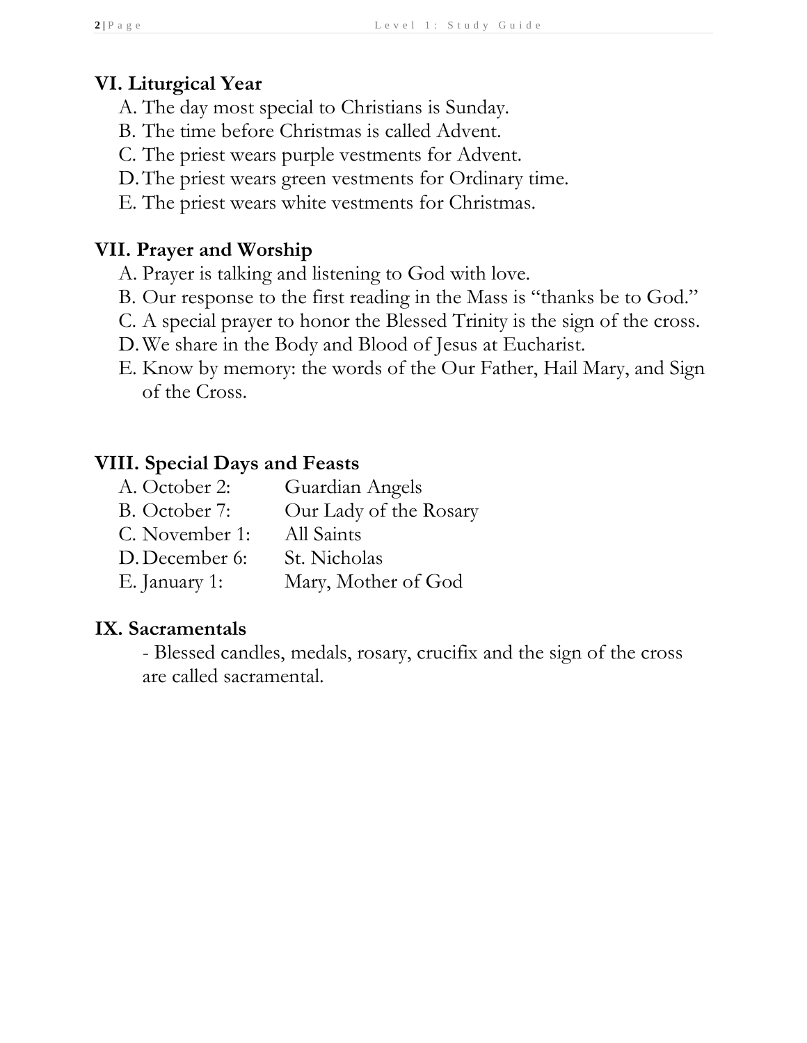## VI. Liturgical Year

A. The day most special to Christians is Sunday.
B. The time before Christmas is called Advent.
C. The priest wears purple vestments for Advent.
D. The priest wears green vestments for Ordinary time.
E. The priest wears white vestments for Christmas.

## VII. Prayer and Worship

A. Prayer is talking and listening to God with love.
B. Our response to the first reading in the Mass is "thanks be to God."
C. A special prayer to honor the Blessed Trinity is the sign of the cross.
D. We share in the Body and Blood of Jesus at Eucharist.
E. Know by memory: the words of the Our Father, Hail Mary, and Sign of the Cross.

## VIII. Special Days and Feasts

A. October 2: Guardian Angels
B. October 7: Our Lady of the Rosary
C. November 1: All Saints
D. December 6: St. Nicholas
E. January 1: Mary, Mother of God

## IX. Sacramentals

- Blessed candles, medals, rosary, crucifix and the sign of the cross are called sacramental.